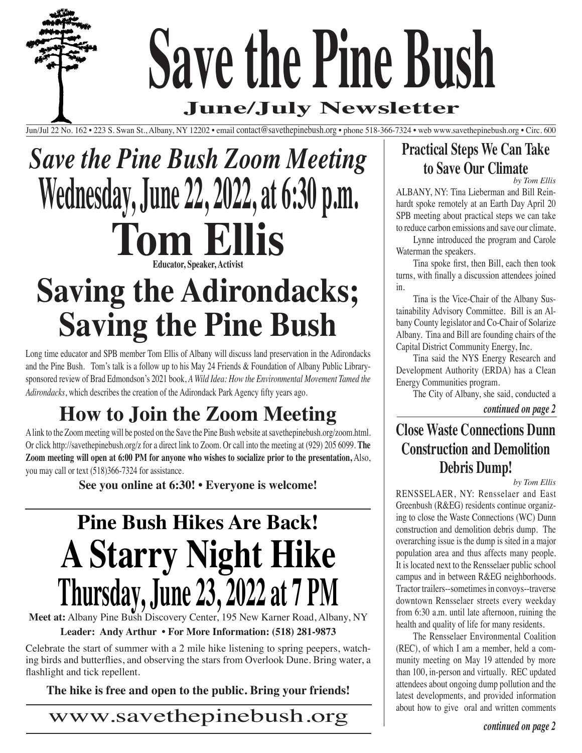# Save the Pine Bush

## June/July Newsletter

Jun/Jul 22 No. 162 • 223 S. Swan St., Albany, NY 12202 • email contact@savethepinebush.org • phone 518-366-7324 • web www.savethepinebush.org • Circ. 600

# *Save the Pine Bush Zoom Meeting*

# Wednesday, June 22, 2022, at 6:30 p.m.

# Tom Ellis

**Educator, Speaker, Activist**

# Saving the Adirondacks; Saving the Pine Bush

Long time educator and SPB member Tom Ellis of Albany will discuss land preservation in the Adirondacks and the Pine Bush. Tom's talk is a follow up to his May 24 Friends & Foundation of Albany Public Library-sponsored review of Brad Edmondson's 2021 book, *A Wild Idea: How the Environmental Movement Tamed the Adirondacks*, which describes the creation of the Adirondack Park Agency fifty years ago.

## How to Join the Zoom Meeting

A link to the Zoom meeting will be posted on the Save the Pine Bush website at savethepinebush.org/zoom.html. Or click http://savethepinebush.org/z for a direct link to Zoom. Or call into the meeting at (929) 205 6099. **The Zoom meeting will open at 6:00 PM for anyone who wishes to socialize prior to the presentation,** Also, you may call or text (518)366-7324 for assistance.

**See you online at 6:30! • Everyone is welcome!**

## Pine Bush Hikes Are Back!

# A Starry Night Hike

# Thursday, June 23, 2022 at 7 PM

**Meet at:** Albany Pine Bush Discovery Center, 195 New Karner Road, Albany, NY

**Leader: Andy Arthur • For More Information: (518) 281-9873**

Celebrate the start of summer with a 2 mile hike listening to spring peepers, watching birds and butterflies, and observing the stars from Overlook Dune. Bring water, a flashlight and tick repellent.

**The hike is free and open to the public. Bring your friends!**

www.savethepinebush.org

## Practical Steps We Can Take to Save Our Climate

*by Tom Ellis*

ALBANY, NY: Tina Lieberman and Bill Reinhardt spoke remotely at an Earth Day April 20 SPB meeting about practical steps we can take to reduce carbon emissions and save our climate.

Lynne introduced the program and Carole Waterman the speakers.

Tina spoke first, then Bill, each then took turns, with finally a discussion attendees joined in.

Tina is the Vice-Chair of the Albany Sustainability Advisory Committee. Bill is an Albany County legislator and Co-Chair of Solarize Albany. Tina and Bill are founding chairs of the Capital District Community Energy, Inc.

Tina said the NYS Energy Research and Development Authority (ERDA) has a Clean Energy Communities program.

The City of Albany, she said, conducted a

***continued on page 2***

## Close Waste Connections Dunn Construction and Demolition Debris Dump!

*by Tom Ellis*

RENSSELAER, NY: Rensselaer and East Greenbush (R&EG) residents continue organizing to close the Waste Connections (WC) Dunn construction and demolition debris dump. The overarching issue is the dump is sited in a major population area and thus affects many people. It is located next to the Rensselaer public school campus and in between R&EG neighborhoods. Tractor trailers--sometimes in convoys--traverse downtown Rensselaer streets every weekday from 6:30 a.m. until late afternoon, ruining the health and quality of life for many residents.

The Rensselaer Environmental Coalition (REC), of which I am a member, held a community meeting on May 19 attended by more than 100, in-person and virtually. REC updated attendees about ongoing dump pollution and the latest developments, and provided information about how to give oral and written comments

***continued on page 2***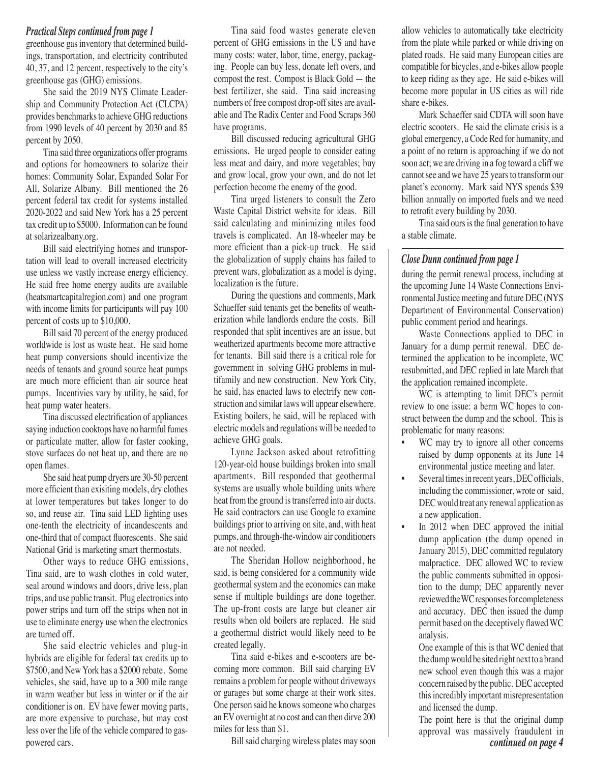### *Practical Steps continued from page 1*

greenhouse gas inventory that determined buildings, transportation, and electricity contributed 40, 37, and 12 percent, respectively to the city's greenhouse gas (GHG) emissions.

She said the 2019 NYS Climate Leadership and Community Protection Act (CLCPA) provides benchmarks to achieve GHG reductions from 1990 levels of 40 percent by 2030 and 85 percent by 2050.

Tina said three organizations offer programs and options for homeowners to solarize their homes: Community Solar, Expanded Solar For All, Solarize Albany. Bill mentioned the 26 percent federal tax credit for systems installed 2020-2022 and said New York has a 25 percent tax credit up to $5000. Information can be found at solarizealbany.org.

Bill said electrifying homes and transportation will lead to overall increased electricity use unless we vastly increase energy efficiency. He said free home energy audits are available (heatsmartcapitalregion.com) and one program with income limits for participants will pay 100 percent of costs up to $10,000.

Bill said 70 percent of the energy produced worldwide is lost as waste heat. He said home heat pump conversions should incentivize the needs of tenants and ground source heat pumps are much more efficient than air source heat pumps. Incentivies vary by utility, he said, for heat pump water heaters.

Tina discussed electrification of appliances saying induction cooktops have no harmful fumes or particulate matter, allow for faster cooking, stove surfaces do not heat up, and there are no open flames.

She said heat pump dryers are 30-50 percent more efficient than exisiting models, dry clothes at lower temperatures but takes longer to do so, and reuse air. Tina said LED lighting uses one-tenth the electricity of incandescents and one-third that of compact fluorescents. She said National Grid is marketing smart thermostats.

Other ways to reduce GHG emissions, Tina said, are to wash clothes in cold water, seal around windows and doors, drive less, plan trips, and use public transit. Plug electronics into power strips and turn off the strips when not in use to eliminate energy use when the electronics are turned off.

She said electric vehicles and plug-in hybrids are eligible for federal tax credits up to $7500, and New York has a $2000 rebate. Some vehicles, she said, have up to a 300 mile range in warm weather but less in winter or if the air conditioner is on. EV have fewer moving parts, are more expensive to purchase, but may cost less over the life of the vehicle compared to gas-powered cars.

Tina said food wastes generate eleven percent of GHG emissions in the US and have many costs: water, labor, time, energy, packaging. People can buy less, donate left overs, and compost the rest. Compost is Black Gold — the best fertilizer, she said. Tina said increasing numbers of free compost drop-off sites are available and The Radix Center and Food Scraps 360 have programs.

Bill discussed reducing agricultural GHG emissions. He urged people to consider eating less meat and dairy, and more vegetables; buy and grow local, grow your own, and do not let perfection become the enemy of the good.

Tina urged listeners to consult the Zero Waste Capital District website for ideas. Bill said calculating and minimizing miles food travels is complicated. An 18-wheeler may be more efficient than a pick-up truck. He said the globalization of supply chains has failed to prevent wars, globalization as a model is dying, localization is the future.

During the questions and comments, Mark Schaeffer said tenants get the benefits of weatherization while landlords endure the costs. Bill responded that split incentives are an issue, but weatherized apartments become more attractive for tenants. Bill said there is a critical role for government in solving GHG problems in multifamily and new construction. New York City, he said, has enacted laws to electrify new construction and similar laws will appear elsewhere. Existing boilers, he said, will be replaced with electric models and regulations will be needed to achieve GHG goals.

Lynne Jackson asked about retrofitting 120-year-old house buildings broken into small apartments. Bill responded that geothermal systems are usually whole building units where heat from the ground is transferred into air ducts. He said contractors can use Google to examine buildings prior to arriving on site, and, with heat pumps, and through-the-window air conditioners are not needed.

The Sheridan Hollow neighborhood, he said, is being considered for a community wide geothermal system and the economics can make sense if multiple buildings are done together. The up-front costs are large but cleaner air results when old boilers are replaced. He said a geothermal district would likely need to be created legally.

Tina said e-bikes and e-scooters are becoming more common. Bill said charging EV remains a problem for people without driveways or garages but some charge at their work sites. One person said he knows someone who charges an EV overnight at no cost and can then dirve 200 miles for less than $1.

Bill said charging wireless plates may soon allow vehicles to automatically take electricity from the plate while parked or while driving on plated roads. He said many European cities are compatible for bicycles, and e-bikes allow people to keep riding as they age. He said e-bikes will become more popular in US cities as will ride share e-bikes.

Mark Schaeffer said CDTA will soon have electric scooters. He said the climate crisis is a global emergency, a Code Red for humanity, and a point of no return is approaching if we do not soon act; we are driving in a fog toward a cliff we cannot see and we have 25 years to transform our planet's economy. Mark said NYS spends $39 billion annually on imported fuels and we need to retrofit every building by 2030.

Tina said ours is the final generation to have a stable climate.

### *Close Dunn continued from page 1*

during the permit renewal process, including at the upcoming June 14 Waste Connections Environmental Justice meeting and future DEC (NYS Department of Environmental Conservation) public comment period and hearings.

Waste Connections applied to DEC in January for a dump permit renewal. DEC determined the application to be incomplete, WC resubmitted, and DEC replied in late March that the application remained incomplete.

WC is attempting to limit DEC's permit review to one issue: a berm WC hopes to construct between the dump and the school. This is problematic for many reasons:

- WC may try to ignore all other concerns raised by dump opponents at its June 14 environmental justice meeting and later.
- Several times in recent years, DEC officials, including the commissioner, wrote or said, DEC would treat any renewal application as a new application.
- In 2012 when DEC approved the initial dump application (the dump opened in January 2015), DEC committed regulatory malpractice. DEC allowed WC to review the public comments submitted in opposition to the dump; DEC apparently never reviewed the WC responses for completeness and accuracy. DEC then issued the dump permit based on the deceptively flawed WC analysis.

  One example of this is that WC denied that the dump would be sited right next to a brand new school even though this was a major concern raised by the public. DEC accepted this incredibly important misrepresentation and licensed the dump.

  The point here is that the original dump approval was massively fraudulent in

*continued on page 4*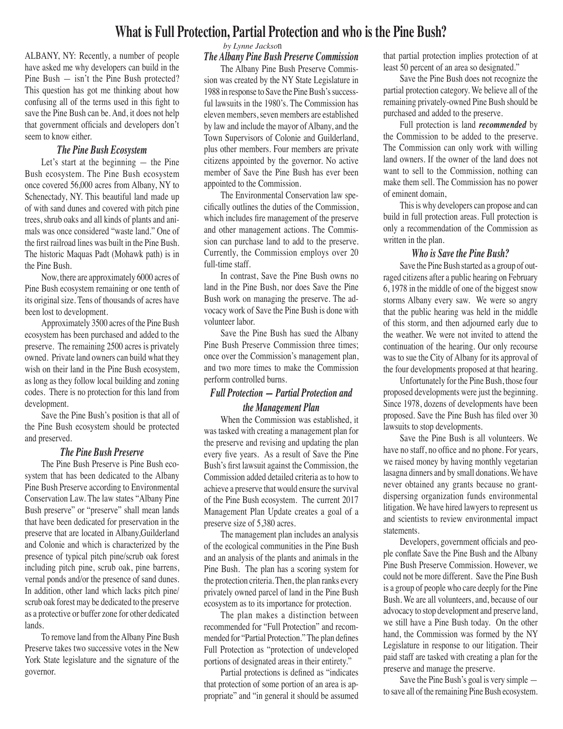# What is Full Protection, Partial Protection and who is the Pine Bush?

*by Lynne Jackson*

ALBANY, NY: Recently, a number of people have asked me why developers can build in the Pine Bush — isn't the Pine Bush protected? This question has got me thinking about how confusing all of the terms used in this fight to save the Pine Bush can be. And, it does not help that government officials and developers don't seem to know either.

### *The Pine Bush Ecosystem*

Let's start at the beginning — the Pine Bush ecosystem. The Pine Bush ecosystem once covered 56,000 acres from Albany, NY to Schenectady, NY. This beautiful land made up of with sand dunes and covered with pitch pine trees, shrub oaks and all kinds of plants and animals was once considered "waste land." One of the first railroad lines was built in the Pine Bush. The historic Maquas Padt (Mohawk path) is in the Pine Bush.

Now, there are approximately 6000 acres of Pine Bush ecosystem remaining or one tenth of its original size. Tens of thousands of acres have been lost to development.

Approximately 3500 acres of the Pine Bush ecosystem has been purchased and added to the preserve. The remaining 2500 acres is privately owned. Private land owners can build what they wish on their land in the Pine Bush ecosystem, as long as they follow local building and zoning codes. There is no protection for this land from development.

Save the Pine Bush's position is that all of the Pine Bush ecosystem should be protected and preserved.

### *The Pine Bush Preserve*

The Pine Bush Preserve is Pine Bush ecosystem that has been dedicated to the Albany Pine Bush Preserve according to Environmental Conservation Law. The law states "Albany Pine Bush preserve" or "preserve" shall mean lands that have been dedicated for preservation in the preserve that are located in Albany,Guilderland and Colonie and which is characterized by the presence of typical pitch pine/scrub oak forest including pitch pine, scrub oak, pine barrens, vernal ponds and/or the presence of sand dunes. In addition, other land which lacks pitch pine/scrub oak forest may be dedicated to the preserve as a protective or buffer zone for other dedicated lands.

To remove land from the Albany Pine Bush Preserve takes two successive votes in the New York State legislature and the signature of the governor.

### *The Albany Pine Bush Preserve Commission*

The Albany Pine Bush Preserve Commission was created by the NY State Legislature in 1988 in response to Save the Pine Bush's successful lawsuits in the 1980's. The Commission has eleven members, seven members are established by law and include the mayor of Albany, and the Town Supervisors of Colonie and Guilderland, plus other members. Four members are private citizens appointed by the governor. No active member of Save the Pine Bush has ever been appointed to the Commission.

The Environmental Conservation law specifically outlines the duties of the Commission, which includes fire management of the preserve and other management actions. The Commission can purchase land to add to the preserve. Currently, the Commission employs over 20 full-time staff.

In contrast, Save the Pine Bush owns no land in the Pine Bush, nor does Save the Pine Bush work on managing the preserve. The advocacy work of Save the Pine Bush is done with volunteer labor.

Save the Pine Bush has sued the Albany Pine Bush Preserve Commission three times; once over the Commission's management plan, and two more times to make the Commission perform controlled burns.

### *Full Protection — Partial Protection and the Management Plan*

When the Commission was established, it was tasked with creating a management plan for the preserve and revising and updating the plan every five years. As a result of Save the Pine Bush's first lawsuit against the Commission, the Commission added detailed criteria as to how to achieve a preserve that would ensure the survival of the Pine Bush ecosystem. The current 2017 Management Plan Update creates a goal of a preserve size of 5,380 acres.

The management plan includes an analysis of the ecological communities in the Pine Bush and an analysis of the plants and animals in the Pine Bush. The plan has a scoring system for the protection criteria. Then, the plan ranks every privately owned parcel of land in the Pine Bush ecosystem as to its importance for protection.

The plan makes a distinction between recommended for "Full Protection" and recommended for "Partial Protection." The plan defines Full Protection as "protection of undeveloped portions of designated areas in their entirety."

Partial protections is defined as "indicates that protection of some portion of an area is appropriate" and "in general it should be assumed that partial protection implies protection of at least 50 percent of an area so designated."

Save the Pine Bush does not recognize the partial protection category. We believe all of the remaining privately-owned Pine Bush should be purchased and added to the preserve.

Full protection is land ***recommended*** by the Commission to be added to the preserve. The Commission can only work with willing land owners. If the owner of the land does not want to sell to the Commission, nothing can make them sell. The Commission has no power of eminent domain,

This is why developers can propose and can build in full protection areas. Full protection is only a recommendation of the Commission as written in the plan.

### *Who is Save the Pine Bush?*

Save the Pine Bush started as a group of outraged citizens after a public hearing on February 6, 1978 in the middle of one of the biggest snow storms Albany every saw. We were so angry that the public hearing was held in the middle of this storm, and then adjourned early due to the weather. We were not invited to attend the continuation of the hearing. Our only recourse was to sue the City of Albany for its approval of the four developments proposed at that hearing.

Unfortunately for the Pine Bush, those four proposed developments were just the beginning. Since 1978, dozens of developments have been proposed. Save the Pine Bush has filed over 30 lawsuits to stop developments.

Save the Pine Bush is all volunteers. We have no staff, no office and no phone. For years, we raised money by having monthly vegetarian lasagna dinners and by small donations. We have never obtained any grants because no grant-dispersing organization funds environmental litigation. We have hired lawyers to represent us and scientists to review environmental impact statements.

Developers, government officials and people conflate Save the Pine Bush and the Albany Pine Bush Preserve Commission. However, we could not be more different. Save the Pine Bush is a group of people who care deeply for the Pine Bush. We are all volunteers, and, because of our advocacy to stop development and preserve land, we still have a Pine Bush today. On the other hand, the Commission was formed by the NY Legislature in response to our litigation. Their paid staff are tasked with creating a plan for the preserve and manage the preserve.

Save the Pine Bush's goal is very simple — to save all of the remaining Pine Bush ecosystem.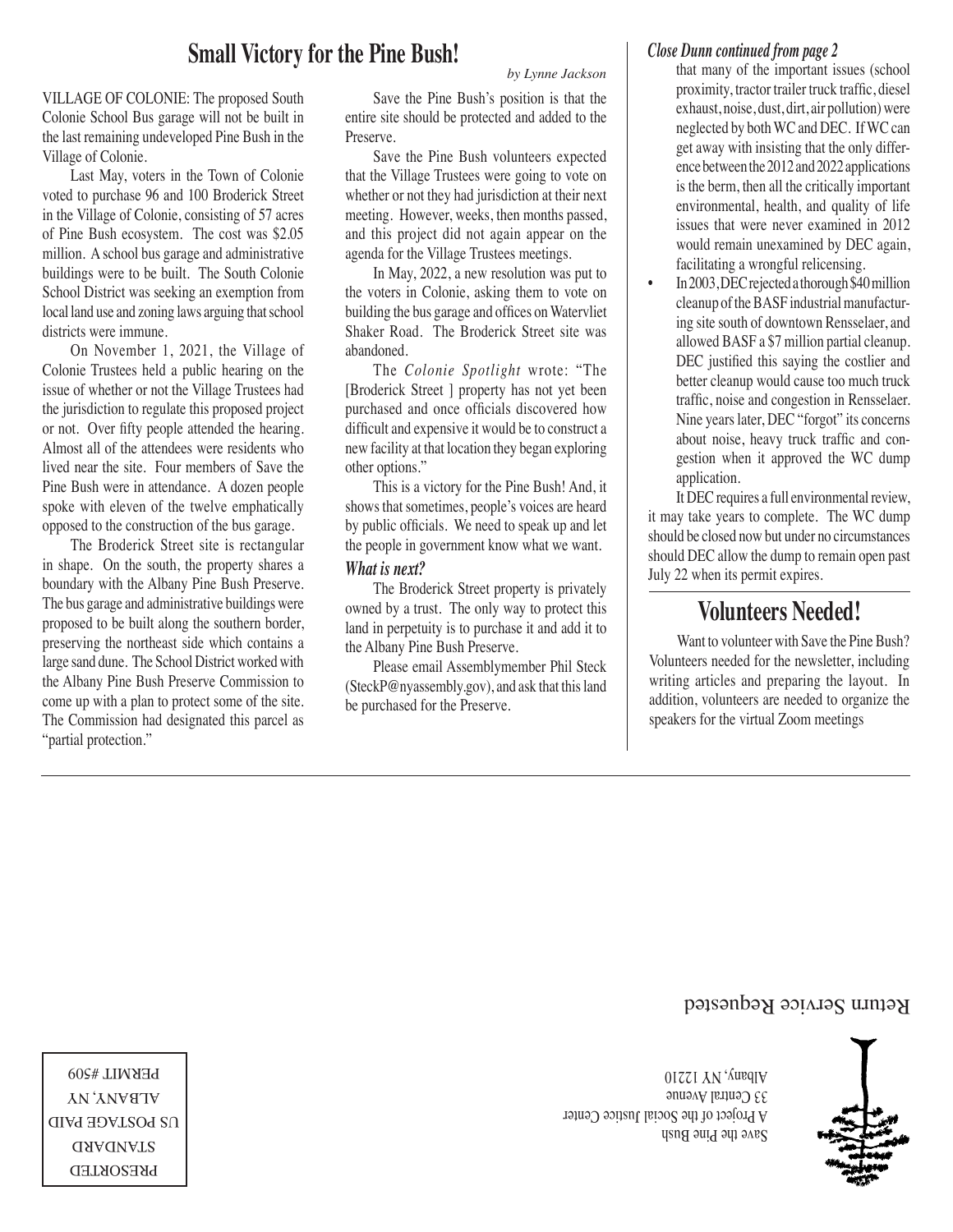## Small Victory for the Pine Bush!

*by Lynne Jackson*

VILLAGE OF COLONIE: The proposed South Colonie School Bus garage will not be built in the last remaining undeveloped Pine Bush in the Village of Colonie.

Last May, voters in the Town of Colonie voted to purchase 96 and 100 Broderick Street in the Village of Colonie, consisting of 57 acres of Pine Bush ecosystem. The cost was $2.05 million. A school bus garage and administrative buildings were to be built. The South Colonie School District was seeking an exemption from local land use and zoning laws arguing that school districts were immune.

On November 1, 2021, the Village of Colonie Trustees held a public hearing on the issue of whether or not the Village Trustees had the jurisdiction to regulate this proposed project or not. Over fifty people attended the hearing. Almost all of the attendees were residents who lived near the site. Four members of Save the Pine Bush were in attendance. A dozen people spoke with eleven of the twelve emphatically opposed to the construction of the bus garage.

The Broderick Street site is rectangular in shape. On the south, the property shares a boundary with the Albany Pine Bush Preserve. The bus garage and administrative buildings were proposed to be built along the southern border, preserving the northeast side which contains a large sand dune. The School District worked with the Albany Pine Bush Preserve Commission to come up with a plan to protect some of the site. The Commission had designated this parcel as "partial protection."

Save the Pine Bush's position is that the entire site should be protected and added to the Preserve.

Save the Pine Bush volunteers expected that the Village Trustees were going to vote on whether or not they had jurisdiction at their next meeting. However, weeks, then months passed, and this project did not again appear on the agenda for the Village Trustees meetings.

In May, 2022, a new resolution was put to the voters in Colonie, asking them to vote on building the bus garage and offices on Watervliet Shaker Road. The Broderick Street site was abandoned.

The *Colonie Spotlight* wrote: "The [Broderick Street ] property has not yet been purchased and once officials discovered how difficult and expensive it would be to construct a new facility at that location they began exploring other options."

This is a victory for the Pine Bush! And, it shows that sometimes, people's voices are heard by public officials. We need to speak up and let the people in government know what we want.

### *What is next?*

The Broderick Street property is privately owned by a trust. The only way to protect this land in perpetuity is to purchase it and add it to the Albany Pine Bush Preserve.

Please email Assemblymember Phil Steck (SteckP@nyassembly.gov), and ask that this land be purchased for the Preserve.

### *Close Dunn continued from page 2*

that many of the important issues (school proximity, tractor trailer truck traffic, diesel exhaust, noise, dust, dirt, air pollution) were neglected by both WC and DEC. If WC can get away with insisting that the only difference between the 2012 and 2022 applications is the berm, then all the critically important environmental, health, and quality of life issues that were never examined in 2012 would remain unexamined by DEC again, facilitating a wrongful relicensing.

- In 2003, DEC rejected a thorough $40 million cleanup of the BASF industrial manufacturing site south of downtown Rensselaer, and allowed BASF a $7 million partial cleanup. DEC justified this saying the costlier and better cleanup would cause too much truck traffic, noise and congestion in Rensselaer. Nine years later, DEC "forgot" its concerns about noise, heavy truck traffic and congestion when it approved the WC dump application.

It DEC requires a full environmental review, it may take years to complete. The WC dump should be closed now but under no circumstances should DEC allow the dump to remain open past July 22 when its permit expires.

## Volunteers Needed!

Want to volunteer with Save the Pine Bush? Volunteers needed for the newsletter, including writing articles and preparing the layout. In addition, volunteers are needed to organize the speakers for the virtual Zoom meetings

Return Service Requested

Save the Pine Bush
A Project of the Social Justice Center
33 Central Avenue
Albany, NY 12210

PRESORTED
STANDARD
US POSTAGE PAID
ALBANY, NY
PERMIT #509